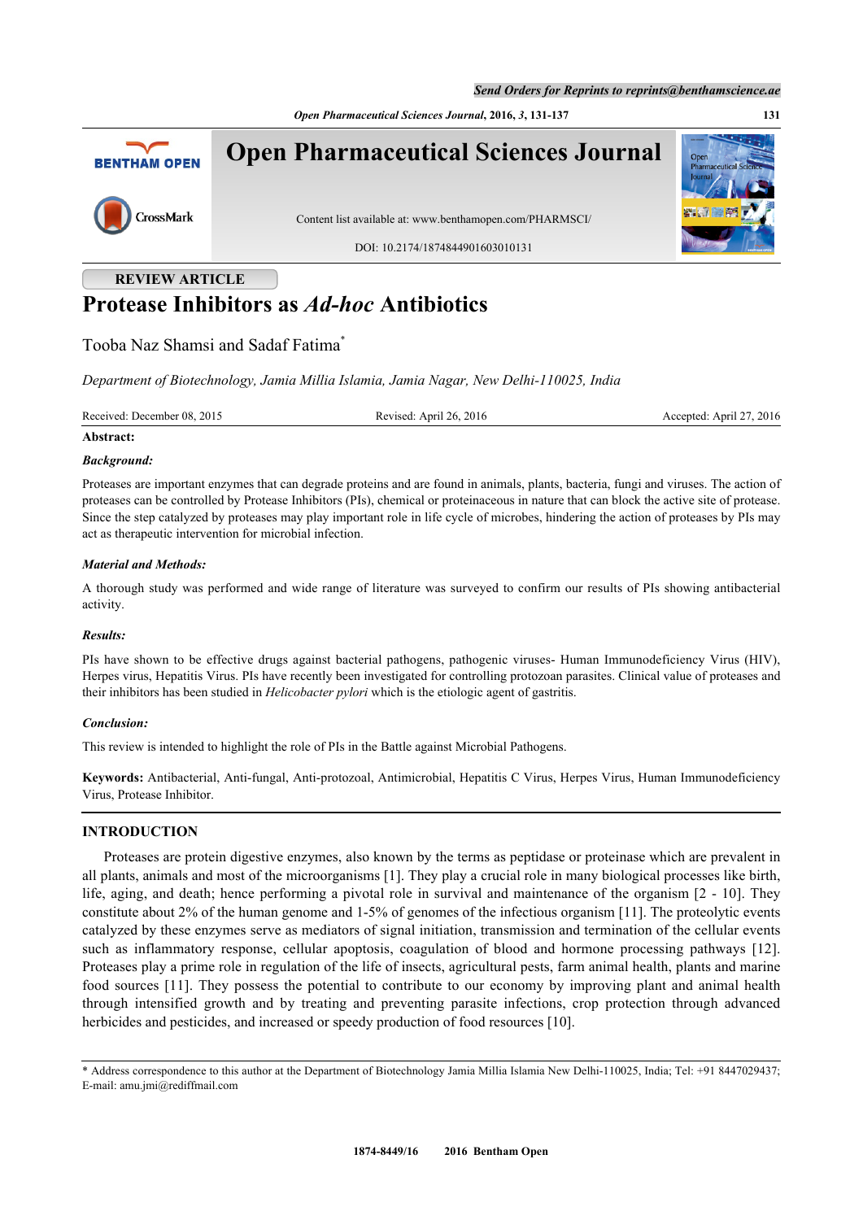REVIEW ARTICLE

# Protease Inhibitors as *Ad-hoc* Antibiotics

Tooba Naz Shamsi and Sadaf Fatima*

*Department of Biotechnology, Jamia Millia Islamia, Jamia Nagar, New Delhi-110025, India*

Received: December 08, 2015 Revised: April 26, 2016 Accepted: April 27, 2016

**Abstract:**

***Background:***

Proteases are important enzymes that can degrade proteins and are found in animals, plants, bacteria, fungi and viruses. The action of proteases can be controlled by Protease Inhibitors (PIs), chemical or proteinaceous in nature that can block the active site of protease. Since the step catalyzed by proteases may play important role in life cycle of microbes, hindering the action of proteases by PIs may act as therapeutic intervention for microbial infection.

***Material and Methods:***

A thorough study was performed and wide range of literature was surveyed to confirm our results of PIs showing antibacterial activity.

***Results:***

PIs have shown to be effective drugs against bacterial pathogens, pathogenic viruses- Human Immunodeficiency Virus (HIV), Herpes virus, Hepatitis Virus. PIs have recently been investigated for controlling protozoan parasites. Clinical value of proteases and their inhibitors has been studied in *Helicobacter pylori* which is the etiologic agent of gastritis.

***Conclusion:***

This review is intended to highlight the role of PIs in the Battle against Microbial Pathogens.

**Keywords:** Antibacterial, Anti-fungal, Anti-protozoal, Antimicrobial, Hepatitis C Virus, Herpes Virus, Human Immunodeficiency Virus, Protease Inhibitor.

## INTRODUCTION

Proteases are protein digestive enzymes, also known by the terms as peptidase or proteinase which are prevalent in all plants, animals and most of the microorganisms [1]. They play a crucial role in many biological processes like birth, life, aging, and death; hence performing a pivotal role in survival and maintenance of the organism [2 - 10]. They constitute about 2% of the human genome and 1-5% of genomes of the infectious organism [11]. The proteolytic events catalyzed by these enzymes serve as mediators of signal initiation, transmission and termination of the cellular events such as inflammatory response, cellular apoptosis, coagulation of blood and hormone processing pathways [12]. Proteases play a prime role in regulation of the life of insects, agricultural pests, farm animal health, plants and marine food sources [11]. They possess the potential to contribute to our economy by improving plant and animal health through intensified growth and by treating and preventing parasite infections, crop protection through advanced herbicides and pesticides, and increased or speedy production of food resources [10].

\* Address correspondence to this author at the Department of Biotechnology Jamia Millia Islamia New Delhi-110025, India; Tel: +91 8447029437; E-mail: amu.jmi@rediffmail.com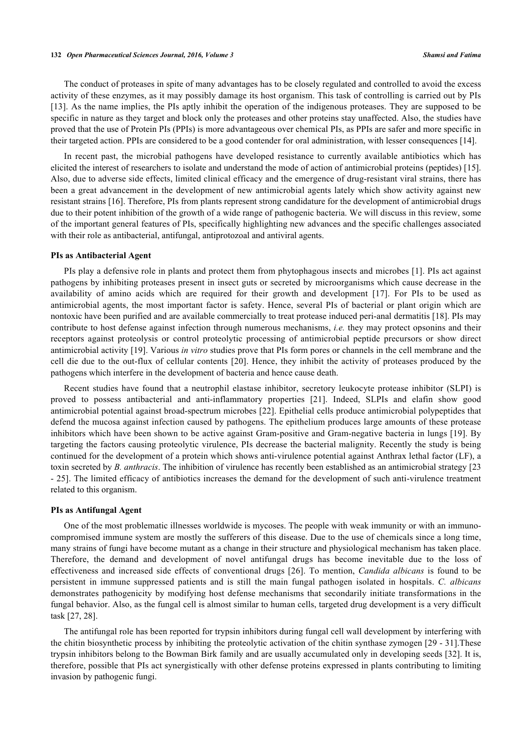The conduct of proteases in spite of many advantages has to be closely regulated and controlled to avoid the excess activity of these enzymes, as it may possibly damage its host organism. This task of controlling is carried out by PIs [13]. As the name implies, the PIs aptly inhibit the operation of the indigenous proteases. They are supposed to be specific in nature as they target and block only the proteases and other proteins stay unaffected. Also, the studies have proved that the use of Protein PIs (PPIs) is more advantageous over chemical PIs, as PPIs are safer and more specific in their targeted action. PPIs are considered to be a good contender for oral administration, with lesser consequences [14].

In recent past, the microbial pathogens have developed resistance to currently available antibiotics which has elicited the interest of researchers to isolate and understand the mode of action of antimicrobial proteins (peptides) [15]. Also, due to adverse side effects, limited clinical efficacy and the emergence of drug-resistant viral strains, there has been a great advancement in the development of new antimicrobial agents lately which show activity against new resistant strains [16]. Therefore, PIs from plants represent strong candidature for the development of antimicrobial drugs due to their potent inhibition of the growth of a wide range of pathogenic bacteria. We will discuss in this review, some of the important general features of PIs, specifically highlighting new advances and the specific challenges associated with their role as antibacterial, antifungal, antiprotozoal and antiviral agents.

### PIs as Antibacterial Agent

PIs play a defensive role in plants and protect them from phytophagous insects and microbes [1]. PIs act against pathogens by inhibiting proteases present in insect guts or secreted by microorganisms which cause decrease in the availability of amino acids which are required for their growth and development [17]. For PIs to be used as antimicrobial agents, the most important factor is safety. Hence, several PIs of bacterial or plant origin which are nontoxic have been purified and are available commercially to treat protease induced peri-anal dermatitis [18]. PIs may contribute to host defense against infection through numerous mechanisms, *i.e.* they may protect opsonins and their receptors against proteolysis or control proteolytic processing of antimicrobial peptide precursors or show direct antimicrobial activity [19]. Various *in vitro* studies prove that PIs form pores or channels in the cell membrane and the cell die due to the out-flux of cellular contents [20]. Hence, they inhibit the activity of proteases produced by the pathogens which interfere in the development of bacteria and hence cause death.

Recent studies have found that a neutrophil elastase inhibitor, secretory leukocyte protease inhibitor (SLPI) is proved to possess antibacterial and anti-inflammatory properties [21]. Indeed, SLPIs and elafin show good antimicrobial potential against broad-spectrum microbes [22]. Epithelial cells produce antimicrobial polypeptides that defend the mucosa against infection caused by pathogens. The epithelium produces large amounts of these protease inhibitors which have been shown to be active against Gram-positive and Gram-negative bacteria in lungs [19]. By targeting the factors causing proteolytic virulence, PIs decrease the bacterial malignity. Recently the study is being continued for the development of a protein which shows anti-virulence potential against Anthrax lethal factor (LF), a toxin secreted by *B. anthracis*. The inhibition of virulence has recently been established as an antimicrobial strategy [23 - 25]. The limited efficacy of antibiotics increases the demand for the development of such anti-virulence treatment related to this organism.

### PIs as Antifungal Agent

One of the most problematic illnesses worldwide is mycoses. The people with weak immunity or with an immuno-compromised immune system are mostly the sufferers of this disease. Due to the use of chemicals since a long time, many strains of fungi have become mutant as a change in their structure and physiological mechanism has taken place. Therefore, the demand and development of novel antifungal drugs has become inevitable due to the loss of effectiveness and increased side effects of conventional drugs [26]. To mention, *Candida albicans* is found to be persistent in immune suppressed patients and is still the main fungal pathogen isolated in hospitals. *C. albicans* demonstrates pathogenicity by modifying host defense mechanisms that secondarily initiate transformations in the fungal behavior. Also, as the fungal cell is almost similar to human cells, targeted drug development is a very difficult task [27, 28].

The antifungal role has been reported for trypsin inhibitors during fungal cell wall development by interfering with the chitin biosynthetic process by inhibiting the proteolytic activation of the chitin synthase zymogen [29 - 31].These trypsin inhibitors belong to the Bowman Birk family and are usually accumulated only in developing seeds [32]. It is, therefore, possible that PIs act synergistically with other defense proteins expressed in plants contributing to limiting invasion by pathogenic fungi.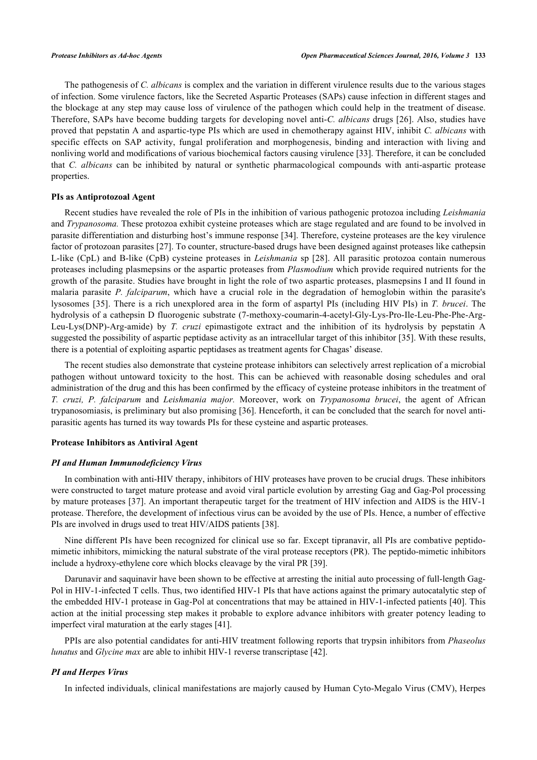The pathogenesis of *C. albicans* is complex and the variation in different virulence results due to the various stages of infection. Some virulence factors, like the Secreted Aspartic Proteases (SAPs) cause infection in different stages and the blockage at any step may cause loss of virulence of the pathogen which could help in the treatment of disease. Therefore, SAPs have become budding targets for developing novel anti-*C. albicans* drugs [26]. Also, studies have proved that pepstatin A and aspartic-type PIs which are used in chemotherapy against HIV, inhibit *C. albicans* with specific effects on SAP activity, fungal proliferation and morphogenesis, binding and interaction with living and nonliving world and modifications of various biochemical factors causing virulence [33]. Therefore, it can be concluded that *C. albicans* can be inhibited by natural or synthetic pharmacological compounds with anti-aspartic protease properties.

### PIs as Antiprotozoal Agent

Recent studies have revealed the role of PIs in the inhibition of various pathogenic protozoa including *Leishmania* and *Trypanosoma.* These protozoa exhibit cysteine proteases which are stage regulated and are found to be involved in parasite differentiation and disturbing host's immune response [34]. Therefore, cysteine proteases are the key virulence factor of protozoan parasites [27]. To counter, structure-based drugs have been designed against proteases like cathepsin L-like (CpL) and B-like (CpB) cysteine proteases in *Leishmania* sp [28]. All parasitic protozoa contain numerous proteases including plasmepsins or the aspartic proteases from *Plasmodium* which provide required nutrients for the growth of the parasite. Studies have brought in light the role of two aspartic proteases, plasmepsins I and II found in malaria parasite *P. falciparum*, which have a crucial role in the degradation of hemoglobin within the parasite's lysosomes [35]. There is a rich unexplored area in the form of aspartyl PIs (including HIV PIs) in *T. brucei*. The hydrolysis of a cathepsin D fluorogenic substrate (7-methoxy-coumarin-4-acetyl-Gly-Lys-Pro-Ile-Leu-Phe-Phe-Arg-Leu-Lys(DNP)-Arg-amide) by *T. cruzi* epimastigote extract and the inhibition of its hydrolysis by pepstatin A suggested the possibility of aspartic peptidase activity as an intracellular target of this inhibitor [35]. With these results, there is a potential of exploiting aspartic peptidases as treatment agents for Chagas' disease.

The recent studies also demonstrate that cysteine protease inhibitors can selectively arrest replication of a microbial pathogen without untoward toxicity to the host. This can be achieved with reasonable dosing schedules and oral administration of the drug and this has been confirmed by the efficacy of cysteine protease inhibitors in the treatment of *T. cruzi, P. falciparum* and *Leishmania major.* Moreover, work on *Trypanosoma brucei*, the agent of African trypanosomiasis, is preliminary but also promising [36]. Henceforth, it can be concluded that the search for novel anti-parasitic agents has turned its way towards PIs for these cysteine and aspartic proteases.

### Protease Inhibitors as Antiviral Agent

#### *PI and Human Immunodeficiency Virus*

In combination with anti-HIV therapy, inhibitors of HIV proteases have proven to be crucial drugs. These inhibitors were constructed to target mature protease and avoid viral particle evolution by arresting Gag and Gag-Pol processing by mature proteases [37]. An important therapeutic target for the treatment of HIV infection and AIDS is the HIV-1 protease. Therefore, the development of infectious virus can be avoided by the use of PIs. Hence, a number of effective PIs are involved in drugs used to treat HIV/AIDS patients [38].

Nine different PIs have been recognized for clinical use so far. Except tipranavir, all PIs are combative peptido-mimetic inhibitors, mimicking the natural substrate of the viral protease receptors (PR). The peptido-mimetic inhibitors include a hydroxy-ethylene core which blocks cleavage by the viral PR [39].

Darunavir and saquinavir have been shown to be effective at arresting the initial auto processing of full-length Gag-Pol in HIV-1-infected T cells. Thus, two identified HIV-1 PIs that have actions against the primary autocatalytic step of the embedded HIV-1 protease in Gag-Pol at concentrations that may be attained in HIV-1-infected patients [40]. This action at the initial processing step makes it probable to explore advance inhibitors with greater potency leading to imperfect viral maturation at the early stages [41].

PPIs are also potential candidates for anti-HIV treatment following reports that trypsin inhibitors from *Phaseolus lunatus* and *Glycine max* are able to inhibit HIV-1 reverse transcriptase [42].

#### *PI and Herpes Virus*

In infected individuals, clinical manifestations are majorly caused by Human Cyto-Megalo Virus (CMV), Herpes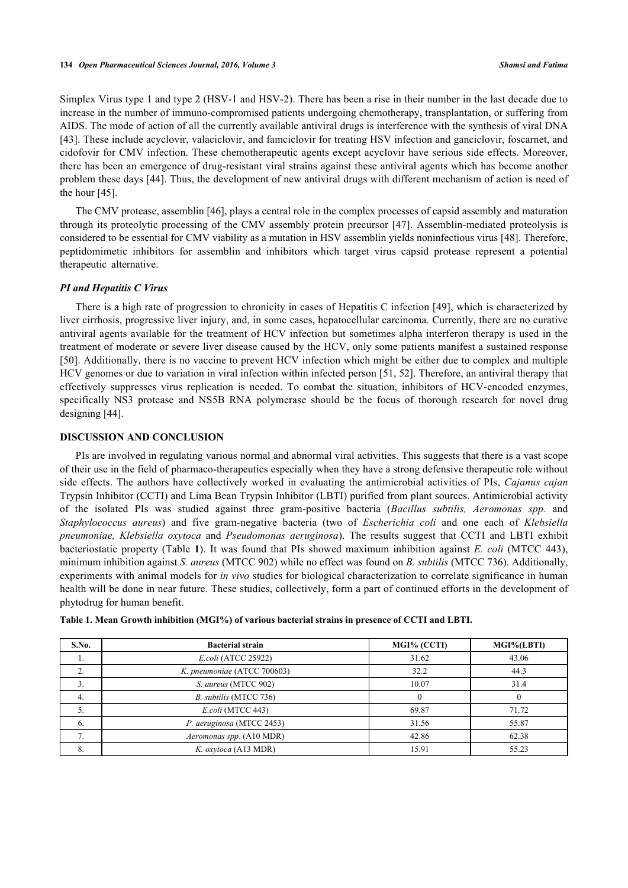Simplex Virus type 1 and type 2 (HSV-1 and HSV-2). There has been a rise in their number in the last decade due to increase in the number of immuno-compromised patients undergoing chemotherapy, transplantation, or suffering from AIDS. The mode of action of all the currently available antiviral drugs is interference with the synthesis of viral DNA [43]. These include acyclovir, valaciclovir, and famciclovir for treating HSV infection and ganciclovir, foscarnet, and cidofovir for CMV infection. These chemotherapeutic agents except acyclovir have serious side effects. Moreover, there has been an emergence of drug-resistant viral strains against these antiviral agents which has become another problem these days [44]. Thus, the development of new antiviral drugs with different mechanism of action is need of the hour [45].

The CMV protease, assemblin [46], plays a central role in the complex processes of capsid assembly and maturation through its proteolytic processing of the CMV assembly protein precursor [47]. Assemblin-mediated proteolysis is considered to be essential for CMV viability as a mutation in HSV assemblin yields noninfectious virus [48]. Therefore, peptidomimetic inhibitors for assemblin and inhibitors which target virus capsid protease represent a potential therapeutic alternative.

### *PI and Hepatitis C Virus*

There is a high rate of progression to chronicity in cases of Hepatitis C infection [49], which is characterized by liver cirrhosis, progressive liver injury, and, in some cases, hepatocellular carcinoma. Currently, there are no curative antiviral agents available for the treatment of HCV infection but sometimes alpha interferon therapy is used in the treatment of moderate or severe liver disease caused by the HCV, only some patients manifest a sustained response [50]. Additionally, there is no vaccine to prevent HCV infection which might be either due to complex and multiple HCV genomes or due to variation in viral infection within infected person [51, 52]. Therefore, an antiviral therapy that effectively suppresses virus replication is needed. To combat the situation, inhibitors of HCV-encoded enzymes, specifically NS3 protease and NS5B RNA polymerase should be the focus of thorough research for novel drug designing [44].

## DISCUSSION AND CONCLUSION

PIs are involved in regulating various normal and abnormal viral activities. This suggests that there is a vast scope of their use in the field of pharmaco-therapeutics especially when they have a strong defensive therapeutic role without side effects. The authors have collectively worked in evaluating the antimicrobial activities of PIs, *Cajanus cajan* Trypsin Inhibitor (CCTI) and Lima Bean Trypsin Inhibitor (LBTI) purified from plant sources. Antimicrobial activity of the isolated PIs was studied against three gram-positive bacteria (*Bacillus subtilis, Aeromonas spp.* and *Staphylococcus aureus*) and five gram-negative bacteria (two of *Escherichia coli* and one each of *Klebsiella pneumoniae, Klebsiella oxytoca* and *Pseudomonas aeruginosa*). The results suggest that CCTI and LBTI exhibit bacteriostatic property (Table **1**). It was found that PIs showed maximum inhibition against *E. coli* (MTCC 443), minimum inhibition against *S. aureus* (MTCC 902) while no effect was found on *B. subtilis* (MTCC 736). Additionally, experiments with animal models for *in vivo* studies for biological characterization to correlate significance in human health will be done in near future. These studies, collectively, form a part of continued efforts in the development of phytodrug for human benefit.

**Table 1. Mean Growth inhibition (MGI%) of various bacterial strains in presence of CCTI and LBTI.**

| S.No. | Bacterial strain | MGI% (CCTI) | MGI%(LBTI) |
|---|---|---|---|
| 1. | *E.coli* (ATCC 25922) | 31.62 | 43.06 |
| 2. | *K. pneumoniae* (ATCC 700603) | 32.2 | 44.3 |
| 3. | *S. aureus* (MTCC 902) | 10.07 | 31.4 |
| 4. | *B. subtilis* (MTCC 736) | 0 | 0 |
| 5. | *E.coli* (MTCC 443) | 69.87 | 71.72 |
| 6. | *P. aeruginosa* (MTCC 2453) | 31.56 | 55.87 |
| 7. | *Aeromonas spp*. (A10 MDR) | 42.86 | 62.38 |
| 8. | *K. oxytoca* (A13 MDR) | 15.91 | 55.23 |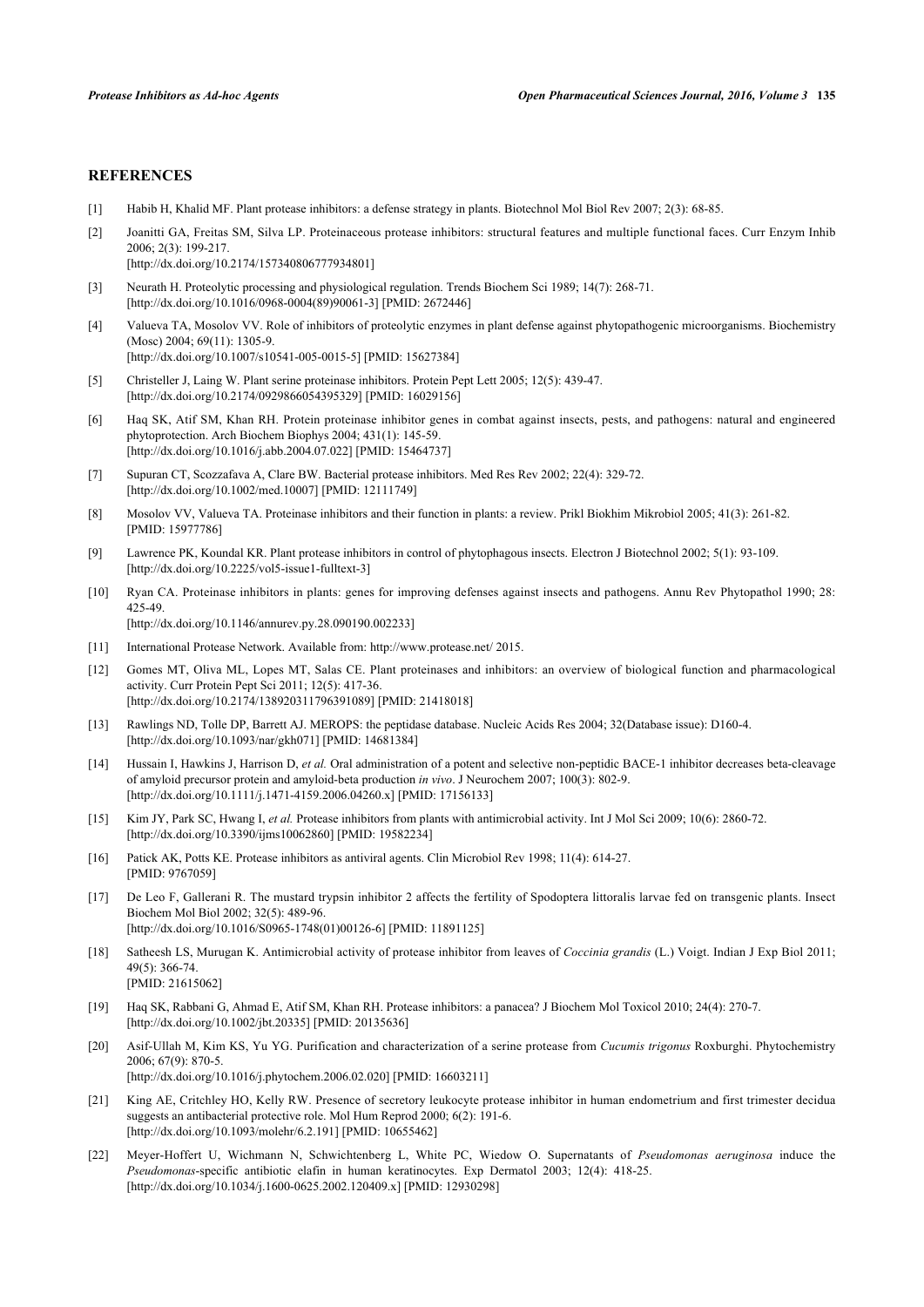## REFERENCES

[1] Habib H, Khalid MF. Plant protease inhibitors: a defense strategy in plants. Biotechnol Mol Biol Rev 2007; 2(3): 68-85.

[2] Joanitti GA, Freitas SM, Silva LP. Proteinaceous protease inhibitors: structural features and multiple functional faces. Curr Enzym Inhib 2006; 2(3): 199-217.
[http://dx.doi.org/10.2174/157340806777934801]

[3] Neurath H. Proteolytic processing and physiological regulation. Trends Biochem Sci 1989; 14(7): 268-71.
[http://dx.doi.org/10.1016/0968-0004(89)90061-3] [PMID: 2672446]

[4] Valueva TA, Mosolov VV. Role of inhibitors of proteolytic enzymes in plant defense against phytopathogenic microorganisms. Biochemistry (Mosc) 2004; 69(11): 1305-9.
[http://dx.doi.org/10.1007/s10541-005-0015-5] [PMID: 15627384]

[5] Christeller J, Laing W. Plant serine proteinase inhibitors. Protein Pept Lett 2005; 12(5): 439-47.
[http://dx.doi.org/10.2174/0929866054395329] [PMID: 16029156]

[6] Haq SK, Atif SM, Khan RH. Protein proteinase inhibitor genes in combat against insects, pests, and pathogens: natural and engineered phytoprotection. Arch Biochem Biophys 2004; 431(1): 145-59.
[http://dx.doi.org/10.1016/j.abb.2004.07.022] [PMID: 15464737]

[7] Supuran CT, Scozzafava A, Clare BW. Bacterial protease inhibitors. Med Res Rev 2002; 22(4): 329-72.
[http://dx.doi.org/10.1002/med.10007] [PMID: 12111749]

[8] Mosolov VV, Valueva TA. Proteinase inhibitors and their function in plants: a review. Prikl Biokhim Mikrobiol 2005; 41(3): 261-82.
[PMID: 15977786]

[9] Lawrence PK, Koundal KR. Plant protease inhibitors in control of phytophagous insects. Electron J Biotechnol 2002; 5(1): 93-109.
[http://dx.doi.org/10.2225/vol5-issue1-fulltext-3]

[10] Ryan CA. Proteinase inhibitors in plants: genes for improving defenses against insects and pathogens. Annu Rev Phytopathol 1990; 28: 425-49.
[http://dx.doi.org/10.1146/annurev.py.28.090190.002233]

[11] International Protease Network. Available from: http://www.protease.net/ 2015.

[12] Gomes MT, Oliva ML, Lopes MT, Salas CE. Plant proteinases and inhibitors: an overview of biological function and pharmacological activity. Curr Protein Pept Sci 2011; 12(5): 417-36.
[http://dx.doi.org/10.2174/138920311796391089] [PMID: 21418018]

[13] Rawlings ND, Tolle DP, Barrett AJ. MEROPS: the peptidase database. Nucleic Acids Res 2004; 32(Database issue): D160-4.
[http://dx.doi.org/10.1093/nar/gkh071] [PMID: 14681384]

[14] Hussain I, Hawkins J, Harrison D, *et al.* Oral administration of a potent and selective non-peptidic BACE-1 inhibitor decreases beta-cleavage of amyloid precursor protein and amyloid-beta production *in vivo*. J Neurochem 2007; 100(3): 802-9.
[http://dx.doi.org/10.1111/j.1471-4159.2006.04260.x] [PMID: 17156133]

[15] Kim JY, Park SC, Hwang I, *et al.* Protease inhibitors from plants with antimicrobial activity. Int J Mol Sci 2009; 10(6): 2860-72.
[http://dx.doi.org/10.3390/ijms10062860] [PMID: 19582234]

[16] Patick AK, Potts KE. Protease inhibitors as antiviral agents. Clin Microbiol Rev 1998; 11(4): 614-27.
[PMID: 9767059]

[17] De Leo F, Gallerani R. The mustard trypsin inhibitor 2 affects the fertility of Spodoptera littoralis larvae fed on transgenic plants. Insect Biochem Mol Biol 2002; 32(5): 489-96.
[http://dx.doi.org/10.1016/S0965-1748(01)00126-6] [PMID: 11891125]

[18] Satheesh LS, Murugan K. Antimicrobial activity of protease inhibitor from leaves of *Coccinia grandis* (L.) Voigt. Indian J Exp Biol 2011; 49(5): 366-74.
[PMID: 21615062]

[19] Haq SK, Rabbani G, Ahmad E, Atif SM, Khan RH. Protease inhibitors: a panacea? J Biochem Mol Toxicol 2010; 24(4): 270-7.
[http://dx.doi.org/10.1002/jbt.20335] [PMID: 20135636]

[20] Asif-Ullah M, Kim KS, Yu YG. Purification and characterization of a serine protease from *Cucumis trigonus* Roxburghi. Phytochemistry 2006; 67(9): 870-5.
[http://dx.doi.org/10.1016/j.phytochem.2006.02.020] [PMID: 16603211]

[21] King AE, Critchley HO, Kelly RW. Presence of secretory leukocyte protease inhibitor in human endometrium and first trimester decidua suggests an antibacterial protective role. Mol Hum Reprod 2000; 6(2): 191-6.
[http://dx.doi.org/10.1093/molehr/6.2.191] [PMID: 10655462]

[22] Meyer-Hoffert U, Wichmann N, Schwichtenberg L, White PC, Wiedow O. Supernatants of *Pseudomonas aeruginosa* induce the *Pseudomonas*-specific antibiotic elafin in human keratinocytes. Exp Dermatol 2003; 12(4): 418-25.
[http://dx.doi.org/10.1034/j.1600-0625.2002.120409.x] [PMID: 12930298]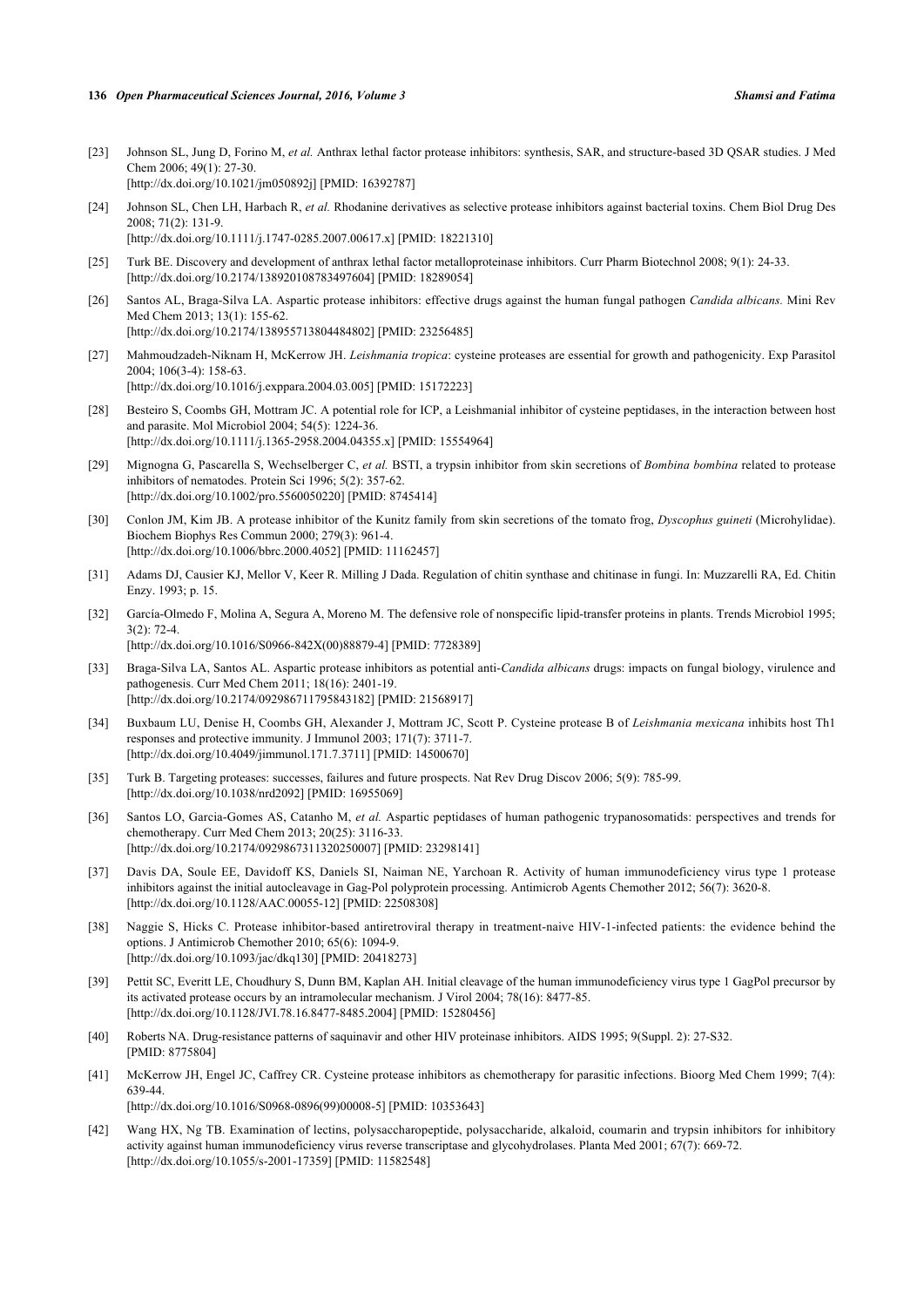[23] Johnson SL, Jung D, Forino M, *et al.* Anthrax lethal factor protease inhibitors: synthesis, SAR, and structure-based 3D QSAR studies. J Med Chem 2006; 49(1): 27-30.
[http://dx.doi.org/10.1021/jm050892j] [PMID: 16392787]

[24] Johnson SL, Chen LH, Harbach R, *et al.* Rhodanine derivatives as selective protease inhibitors against bacterial toxins. Chem Biol Drug Des 2008; 71(2): 131-9.
[http://dx.doi.org/10.1111/j.1747-0285.2007.00617.x] [PMID: 18221310]

[25] Turk BE. Discovery and development of anthrax lethal factor metalloproteinase inhibitors. Curr Pharm Biotechnol 2008; 9(1): 24-33.
[http://dx.doi.org/10.2174/138920108783497604] [PMID: 18289054]

[26] Santos AL, Braga-Silva LA. Aspartic protease inhibitors: effective drugs against the human fungal pathogen *Candida albicans.* Mini Rev Med Chem 2013; 13(1): 155-62.
[http://dx.doi.org/10.2174/138955713804484802] [PMID: 23256485]

[27] Mahmoudzadeh-Niknam H, McKerrow JH. *Leishmania tropica*: cysteine proteases are essential for growth and pathogenicity. Exp Parasitol 2004; 106(3-4): 158-63.
[http://dx.doi.org/10.1016/j.exppara.2004.03.005] [PMID: 15172223]

[28] Besteiro S, Coombs GH, Mottram JC. A potential role for ICP, a Leishmanial inhibitor of cysteine peptidases, in the interaction between host and parasite. Mol Microbiol 2004; 54(5): 1224-36.
[http://dx.doi.org/10.1111/j.1365-2958.2004.04355.x] [PMID: 15554964]

[29] Mignogna G, Pascarella S, Wechselberger C, *et al.* BSTI, a trypsin inhibitor from skin secretions of *Bombina bombina* related to protease inhibitors of nematodes. Protein Sci 1996; 5(2): 357-62.
[http://dx.doi.org/10.1002/pro.5560050220] [PMID: 8745414]

[30] Conlon JM, Kim JB. A protease inhibitor of the Kunitz family from skin secretions of the tomato frog, *Dyscophus guineti* (Microhylidae). Biochem Biophys Res Commun 2000; 279(3): 961-4.
[http://dx.doi.org/10.1006/bbrc.2000.4052] [PMID: 11162457]

[31] Adams DJ, Causier KJ, Mellor V, Keer R. Milling J Dada. Regulation of chitin synthase and chitinase in fungi. In: Muzzarelli RA, Ed. Chitin Enzy. 1993; p. 15.

[32] García-Olmedo F, Molina A, Segura A, Moreno M. The defensive role of nonspecific lipid-transfer proteins in plants. Trends Microbiol 1995; 3(2): 72-4.
[http://dx.doi.org/10.1016/S0966-842X(00)88879-4] [PMID: 7728389]

[33] Braga-Silva LA, Santos AL. Aspartic protease inhibitors as potential anti-*Candida albicans* drugs: impacts on fungal biology, virulence and pathogenesis. Curr Med Chem 2011; 18(16): 2401-19.
[http://dx.doi.org/10.2174/092986711795843182] [PMID: 21568917]

[34] Buxbaum LU, Denise H, Coombs GH, Alexander J, Mottram JC, Scott P. Cysteine protease B of *Leishmania mexicana* inhibits host Th1 responses and protective immunity. J Immunol 2003; 171(7): 3711-7.
[http://dx.doi.org/10.4049/jimmunol.171.7.3711] [PMID: 14500670]

[35] Turk B. Targeting proteases: successes, failures and future prospects. Nat Rev Drug Discov 2006; 5(9): 785-99.
[http://dx.doi.org/10.1038/nrd2092] [PMID: 16955069]

[36] Santos LO, Garcia-Gomes AS, Catanho M, *et al.* Aspartic peptidases of human pathogenic trypanosomatids: perspectives and trends for chemotherapy. Curr Med Chem 2013; 20(25): 3116-33.
[http://dx.doi.org/10.2174/0929867311320250007] [PMID: 23298141]

[37] Davis DA, Soule EE, Davidoff KS, Daniels SI, Naiman NE, Yarchoan R. Activity of human immunodeficiency virus type 1 protease inhibitors against the initial autocleavage in Gag-Pol polyprotein processing. Antimicrob Agents Chemother 2012; 56(7): 3620-8.
[http://dx.doi.org/10.1128/AAC.00055-12] [PMID: 22508308]

[38] Naggie S, Hicks C. Protease inhibitor-based antiretroviral therapy in treatment-naive HIV-1-infected patients: the evidence behind the options. J Antimicrob Chemother 2010; 65(6): 1094-9.
[http://dx.doi.org/10.1093/jac/dkq130] [PMID: 20418273]

[39] Pettit SC, Everitt LE, Choudhury S, Dunn BM, Kaplan AH. Initial cleavage of the human immunodeficiency virus type 1 GagPol precursor by its activated protease occurs by an intramolecular mechanism. J Virol 2004; 78(16): 8477-85.
[http://dx.doi.org/10.1128/JVI.78.16.8477-8485.2004] [PMID: 15280456]

[40] Roberts NA. Drug-resistance patterns of saquinavir and other HIV proteinase inhibitors. AIDS 1995; 9(Suppl. 2): 27-S32.
[PMID: 8775804]

[41] McKerrow JH, Engel JC, Caffrey CR. Cysteine protease inhibitors as chemotherapy for parasitic infections. Bioorg Med Chem 1999; 7(4): 639-44.
[http://dx.doi.org/10.1016/S0968-0896(99)00008-5] [PMID: 10353643]

[42] Wang HX, Ng TB. Examination of lectins, polysaccharopeptide, polysaccharide, alkaloid, coumarin and trypsin inhibitors for inhibitory activity against human immunodeficiency virus reverse transcriptase and glycohydrolases. Planta Med 2001; 67(7): 669-72.
[http://dx.doi.org/10.1055/s-2001-17359] [PMID: 11582548]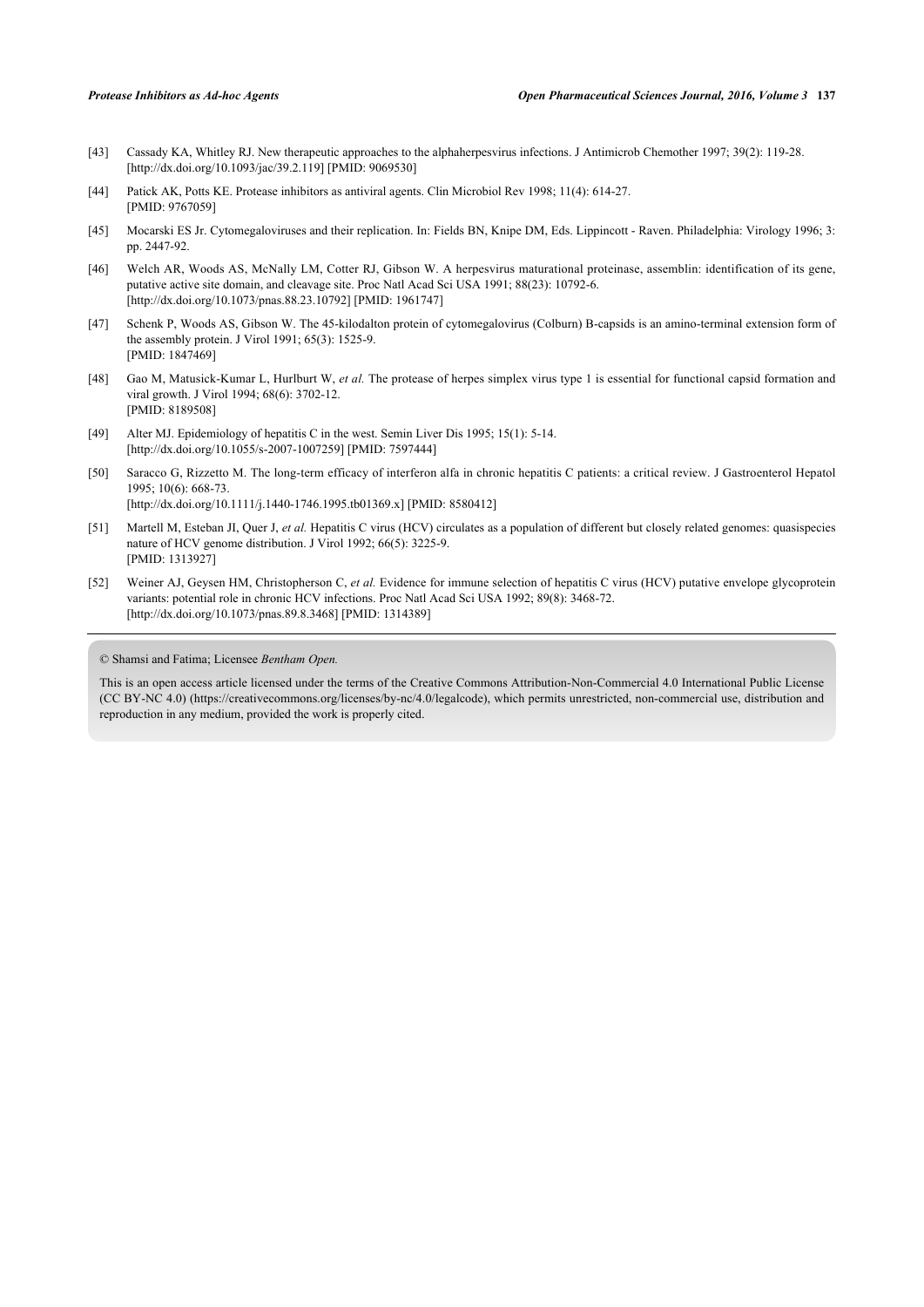[43] Cassady KA, Whitley RJ. New therapeutic approaches to the alphaherpesvirus infections. J Antimicrob Chemother 1997; 39(2): 119-28. [http://dx.doi.org/10.1093/jac/39.2.119] [PMID: 9069530]

[44] Patick AK, Potts KE. Protease inhibitors as antiviral agents. Clin Microbiol Rev 1998; 11(4): 614-27. [PMID: 9767059]

[45] Mocarski ES Jr. Cytomegaloviruses and their replication. In: Fields BN, Knipe DM, Eds. Lippincott - Raven. Philadelphia: Virology 1996; 3: pp. 2447-92.

[46] Welch AR, Woods AS, McNally LM, Cotter RJ, Gibson W. A herpesvirus maturational proteinase, assemblin: identification of its gene, putative active site domain, and cleavage site. Proc Natl Acad Sci USA 1991; 88(23): 10792-6. [http://dx.doi.org/10.1073/pnas.88.23.10792] [PMID: 1961747]

[47] Schenk P, Woods AS, Gibson W. The 45-kilodalton protein of cytomegalovirus (Colburn) B-capsids is an amino-terminal extension form of the assembly protein. J Virol 1991; 65(3): 1525-9. [PMID: 1847469]

[48] Gao M, Matusick-Kumar L, Hurlburt W, *et al.* The protease of herpes simplex virus type 1 is essential for functional capsid formation and viral growth. J Virol 1994; 68(6): 3702-12. [PMID: 8189508]

[49] Alter MJ. Epidemiology of hepatitis C in the west. Semin Liver Dis 1995; 15(1): 5-14. [http://dx.doi.org/10.1055/s-2007-1007259] [PMID: 7597444]

[50] Saracco G, Rizzetto M. The long-term efficacy of interferon alfa in chronic hepatitis C patients: a critical review. J Gastroenterol Hepatol 1995; 10(6): 668-73. [http://dx.doi.org/10.1111/j.1440-1746.1995.tb01369.x] [PMID: 8580412]

[51] Martell M, Esteban JI, Quer J, *et al.* Hepatitis C virus (HCV) circulates as a population of different but closely related genomes: quasispecies nature of HCV genome distribution. J Virol 1992; 66(5): 3225-9. [PMID: 1313927]

[52] Weiner AJ, Geysen HM, Christopherson C, *et al.* Evidence for immune selection of hepatitis C virus (HCV) putative envelope glycoprotein variants: potential role in chronic HCV infections. Proc Natl Acad Sci USA 1992; 89(8): 3468-72. [http://dx.doi.org/10.1073/pnas.89.8.3468] [PMID: 1314389]

© Shamsi and Fatima; Licensee *Bentham Open.*

This is an open access article licensed under the terms of the Creative Commons Attribution-Non-Commercial 4.0 International Public License (CC BY-NC 4.0) (https://creativecommons.org/licenses/by-nc/4.0/legalcode), which permits unrestricted, non-commercial use, distribution and reproduction in any medium, provided the work is properly cited.